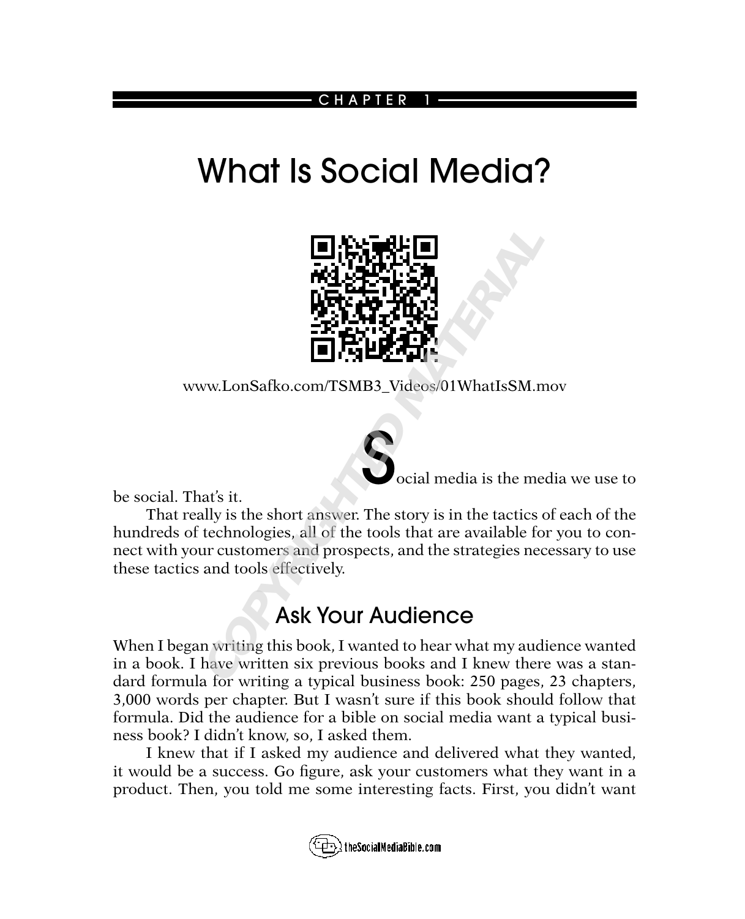CHAPTER 1

# What Is Social Media?

www.LonSafko.com/TSMB3_Videos/01WhatIsSM.mov

Social media is the media we use to be social. That's it.

That really is the short answer. The story is in the tactics of each of the hundreds of technologies, all of the tools that are available for you to connect with your customers and prospects, and the strategies necessary to use these tactics and tools effectively.

## Ask Your Audience

When I began writing this book, I wanted to hear what my audience wanted in a book. I have written six previous books and I knew there was a standard formula for writing a typical business book: 250 pages, 23 chapters, 3,000 words per chapter. But I wasn't sure if this book should follow that formula. Did the audience for a bible on social media want a typical business book? I didn't know, so, I asked them.

I knew that if I asked my audience and delivered what they wanted, it would be a success. Go figure, ask your customers what they want in a product. Then, you told me some interesting facts. First, you didn't want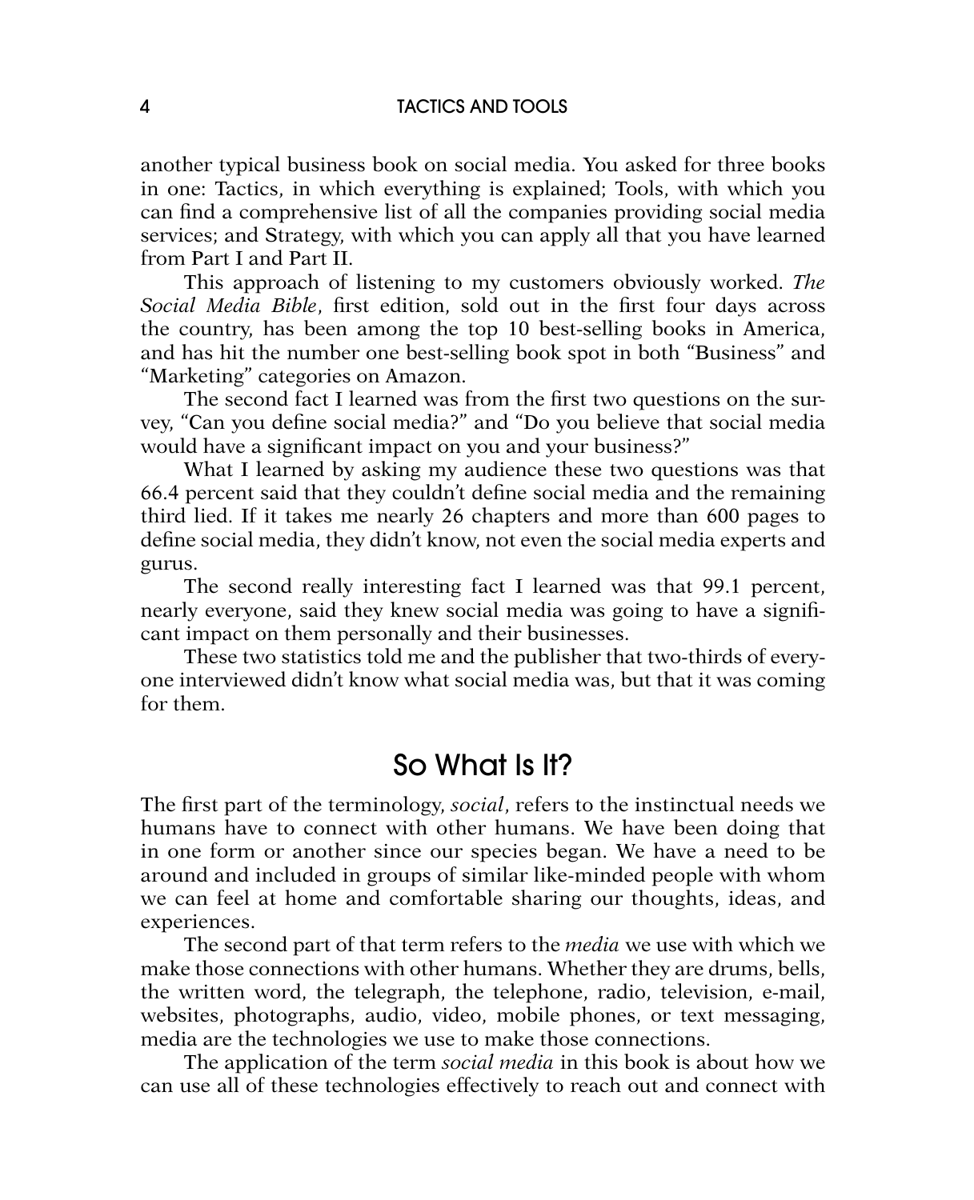another typical business book on social media. You asked for three books in one: Tactics, in which everything is explained; Tools, with which you can find a comprehensive list of all the companies providing social media services; and Strategy, with which you can apply all that you have learned from Part I and Part II.

This approach of listening to my customers obviously worked. *The Social Media Bible*, first edition, sold out in the first four days across the country, has been among the top 10 best-selling books in America, and has hit the number one best-selling book spot in both "Business" and "Marketing" categories on Amazon.

The second fact I learned was from the first two questions on the survey, "Can you define social media?" and "Do you believe that social media would have a significant impact on you and your business?"

What I learned by asking my audience these two questions was that 66.4 percent said that they couldn't define social media and the remaining third lied. If it takes me nearly 26 chapters and more than 600 pages to define social media, they didn't know, not even the social media experts and gurus.

The second really interesting fact I learned was that 99.1 percent, nearly everyone, said they knew social media was going to have a significant impact on them personally and their businesses.

These two statistics told me and the publisher that two-thirds of everyone interviewed didn't know what social media was, but that it was coming for them.

## So What Is It?

The first part of the terminology, *social*, refers to the instinctual needs we humans have to connect with other humans. We have been doing that in one form or another since our species began. We have a need to be around and included in groups of similar like-minded people with whom we can feel at home and comfortable sharing our thoughts, ideas, and experiences.

The second part of that term refers to the *media* we use with which we make those connections with other humans. Whether they are drums, bells, the written word, the telegraph, the telephone, radio, television, e-mail, websites, photographs, audio, video, mobile phones, or text messaging, media are the technologies we use to make those connections.

The application of the term *social media* in this book is about how we can use all of these technologies effectively to reach out and connect with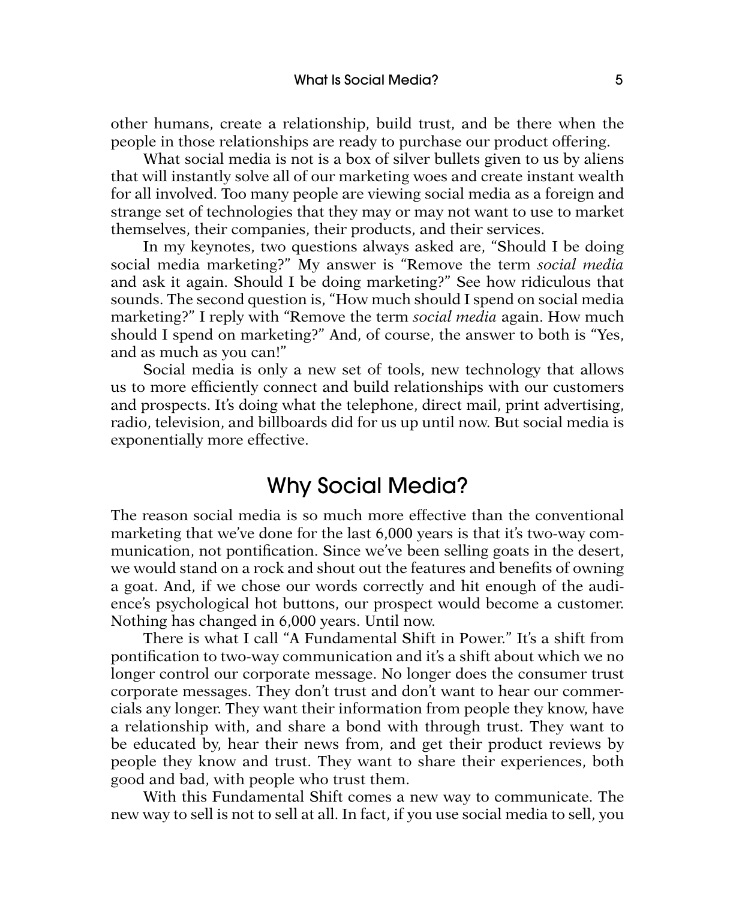other humans, create a relationship, build trust, and be there when the people in those relationships are ready to purchase our product offering.

What social media is not is a box of silver bullets given to us by aliens that will instantly solve all of our marketing woes and create instant wealth for all involved. Too many people are viewing social media as a foreign and strange set of technologies that they may or may not want to use to market themselves, their companies, their products, and their services.

In my keynotes, two questions always asked are, "Should I be doing social media marketing?" My answer is "Remove the term *social media* and ask it again. Should I be doing marketing?" See how ridiculous that sounds. The second question is, "How much should I spend on social media marketing?" I reply with "Remove the term *social media* again. How much should I spend on marketing?" And, of course, the answer to both is "Yes, and as much as you can!"

Social media is only a new set of tools, new technology that allows us to more efficiently connect and build relationships with our customers and prospects. It's doing what the telephone, direct mail, print advertising, radio, television, and billboards did for us up until now. But social media is exponentially more effective.

## Why Social Media?

The reason social media is so much more effective than the conventional marketing that we've done for the last 6,000 years is that it's two-way communication, not pontification. Since we've been selling goats in the desert, we would stand on a rock and shout out the features and benefits of owning a goat. And, if we chose our words correctly and hit enough of the audience's psychological hot buttons, our prospect would become a customer. Nothing has changed in 6,000 years. Until now.

There is what I call "A Fundamental Shift in Power." It's a shift from pontification to two-way communication and it's a shift about which we no longer control our corporate message. No longer does the consumer trust corporate messages. They don't trust and don't want to hear our commercials any longer. They want their information from people they know, have a relationship with, and share a bond with through trust. They want to be educated by, hear their news from, and get their product reviews by people they know and trust. They want to share their experiences, both good and bad, with people who trust them.

With this Fundamental Shift comes a new way to communicate. The new way to sell is not to sell at all. In fact, if you use social media to sell, you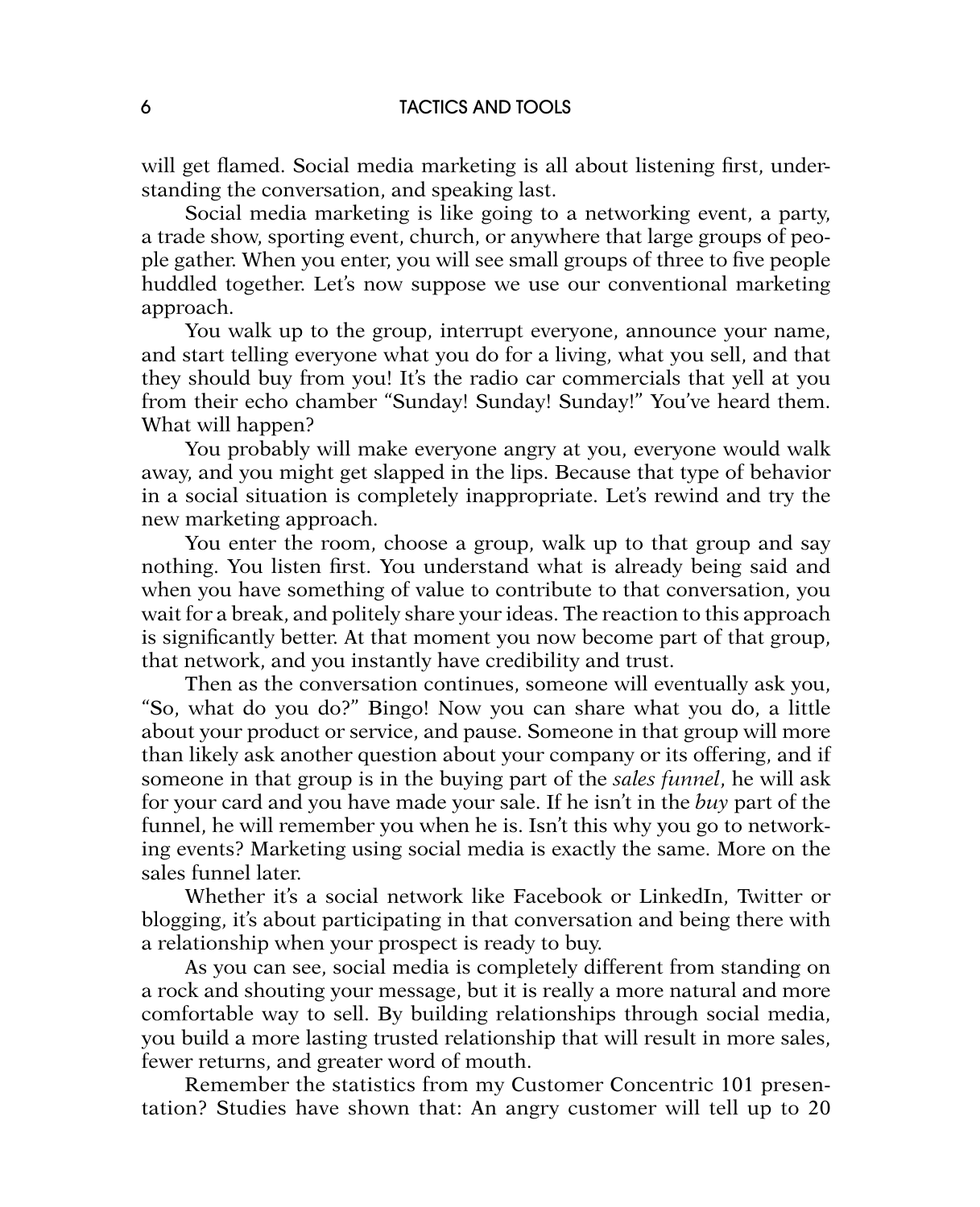will get flamed. Social media marketing is all about listening first, understanding the conversation, and speaking last.

Social media marketing is like going to a networking event, a party, a trade show, sporting event, church, or anywhere that large groups of people gather. When you enter, you will see small groups of three to five people huddled together. Let's now suppose we use our conventional marketing approach.

You walk up to the group, interrupt everyone, announce your name, and start telling everyone what you do for a living, what you sell, and that they should buy from you! It's the radio car commercials that yell at you from their echo chamber "Sunday! Sunday! Sunday!" You've heard them. What will happen?

You probably will make everyone angry at you, everyone would walk away, and you might get slapped in the lips. Because that type of behavior in a social situation is completely inappropriate. Let's rewind and try the new marketing approach.

You enter the room, choose a group, walk up to that group and say nothing. You listen first. You understand what is already being said and when you have something of value to contribute to that conversation, you wait for a break, and politely share your ideas. The reaction to this approach is significantly better. At that moment you now become part of that group, that network, and you instantly have credibility and trust.

Then as the conversation continues, someone will eventually ask you, "So, what do you do?" Bingo! Now you can share what you do, a little about your product or service, and pause. Someone in that group will more than likely ask another question about your company or its offering, and if someone in that group is in the buying part of the *sales funnel*, he will ask for your card and you have made your sale. If he isn't in the *buy* part of the funnel, he will remember you when he is. Isn't this why you go to networking events? Marketing using social media is exactly the same. More on the sales funnel later.

Whether it's a social network like Facebook or LinkedIn, Twitter or blogging, it's about participating in that conversation and being there with a relationship when your prospect is ready to buy.

As you can see, social media is completely different from standing on a rock and shouting your message, but it is really a more natural and more comfortable way to sell. By building relationships through social media, you build a more lasting trusted relationship that will result in more sales, fewer returns, and greater word of mouth.

Remember the statistics from my Customer Concentric 101 presentation? Studies have shown that: An angry customer will tell up to 20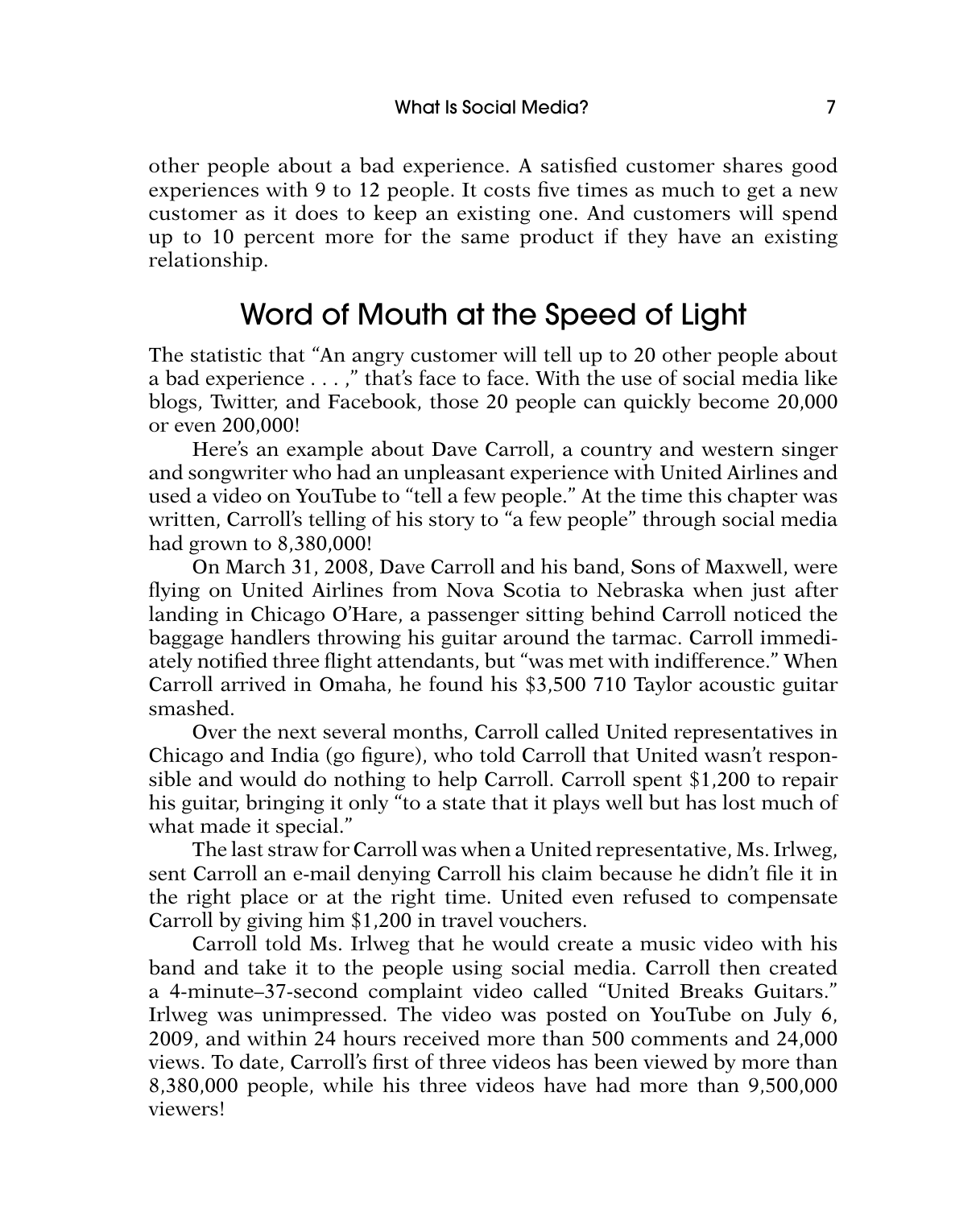other people about a bad experience. A satisfied customer shares good experiences with 9 to 12 people. It costs five times as much to get a new customer as it does to keep an existing one. And customers will spend up to 10 percent more for the same product if they have an existing relationship.

## Word of Mouth at the Speed of Light

The statistic that "An angry customer will tell up to 20 other people about a bad experience . . . ," that's face to face. With the use of social media like blogs, Twitter, and Facebook, those 20 people can quickly become 20,000 or even 200,000!

Here's an example about Dave Carroll, a country and western singer and songwriter who had an unpleasant experience with United Airlines and used a video on YouTube to "tell a few people." At the time this chapter was written, Carroll's telling of his story to "a few people" through social media had grown to 8,380,000!

On March 31, 2008, Dave Carroll and his band, Sons of Maxwell, were flying on United Airlines from Nova Scotia to Nebraska when just after landing in Chicago O'Hare, a passenger sitting behind Carroll noticed the baggage handlers throwing his guitar around the tarmac. Carroll immediately notified three flight attendants, but "was met with indifference." When Carroll arrived in Omaha, he found his $3,500 710 Taylor acoustic guitar smashed.

Over the next several months, Carroll called United representatives in Chicago and India (go figure), who told Carroll that United wasn't responsible and would do nothing to help Carroll. Carroll spent $1,200 to repair his guitar, bringing it only "to a state that it plays well but has lost much of what made it special."

The last straw for Carroll was when a United representative, Ms. Irlweg, sent Carroll an e-mail denying Carroll his claim because he didn't file it in the right place or at the right time. United even refused to compensate Carroll by giving him $1,200 in travel vouchers.

Carroll told Ms. Irlweg that he would create a music video with his band and take it to the people using social media. Carroll then created a 4-minute–37-second complaint video called "United Breaks Guitars." Irlweg was unimpressed. The video was posted on YouTube on July 6, 2009, and within 24 hours received more than 500 comments and 24,000 views. To date, Carroll's first of three videos has been viewed by more than 8,380,000 people, while his three videos have had more than 9,500,000 viewers!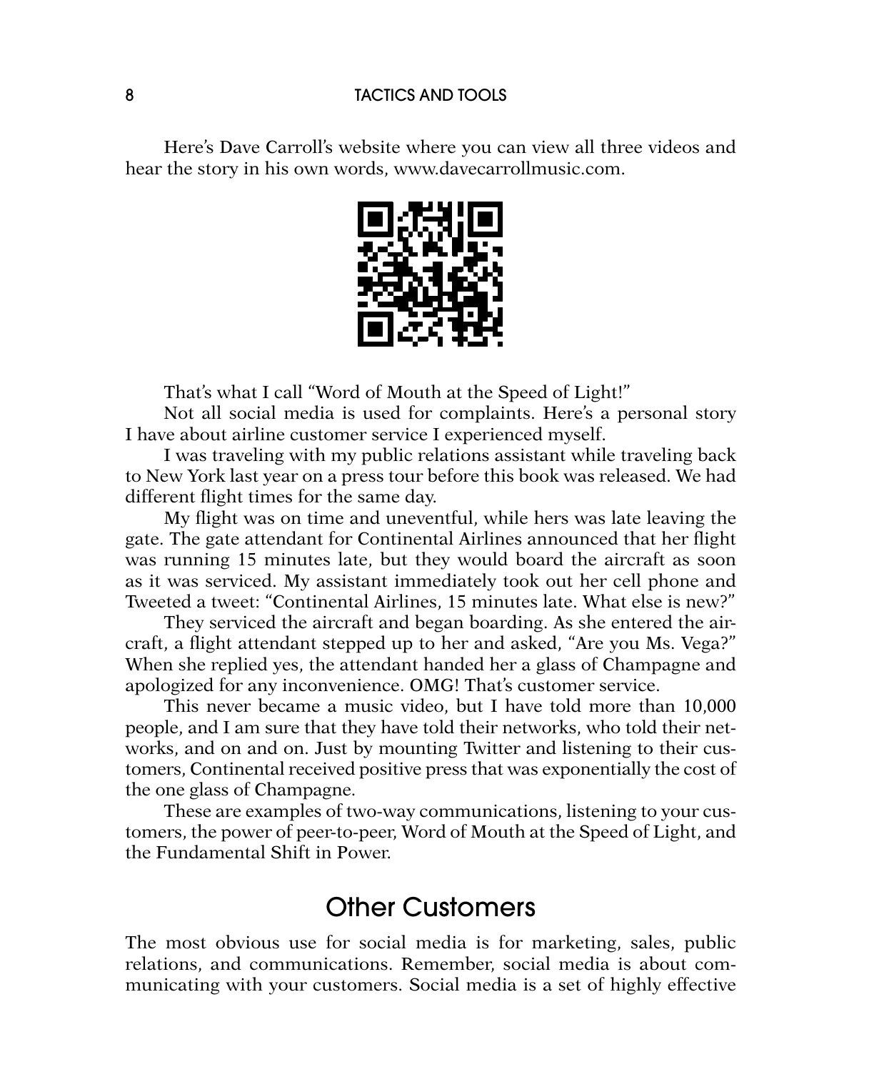Here's Dave Carroll's website where you can view all three videos and hear the story in his own words, www.davecarrollmusic.com.

That's what I call "Word of Mouth at the Speed of Light!"

Not all social media is used for complaints. Here's a personal story I have about airline customer service I experienced myself.

I was traveling with my public relations assistant while traveling back to New York last year on a press tour before this book was released. We had different flight times for the same day.

My flight was on time and uneventful, while hers was late leaving the gate. The gate attendant for Continental Airlines announced that her flight was running 15 minutes late, but they would board the aircraft as soon as it was serviced. My assistant immediately took out her cell phone and Tweeted a tweet: "Continental Airlines, 15 minutes late. What else is new?"

They serviced the aircraft and began boarding. As she entered the aircraft, a flight attendant stepped up to her and asked, "Are you Ms. Vega?" When she replied yes, the attendant handed her a glass of Champagne and apologized for any inconvenience. OMG! That's customer service.

This never became a music video, but I have told more than 10,000 people, and I am sure that they have told their networks, who told their networks, and on and on. Just by mounting Twitter and listening to their customers, Continental received positive press that was exponentially the cost of the one glass of Champagne.

These are examples of two-way communications, listening to your customers, the power of peer-to-peer, Word of Mouth at the Speed of Light, and the Fundamental Shift in Power.

## Other Customers

The most obvious use for social media is for marketing, sales, public relations, and communications. Remember, social media is about communicating with your customers. Social media is a set of highly effective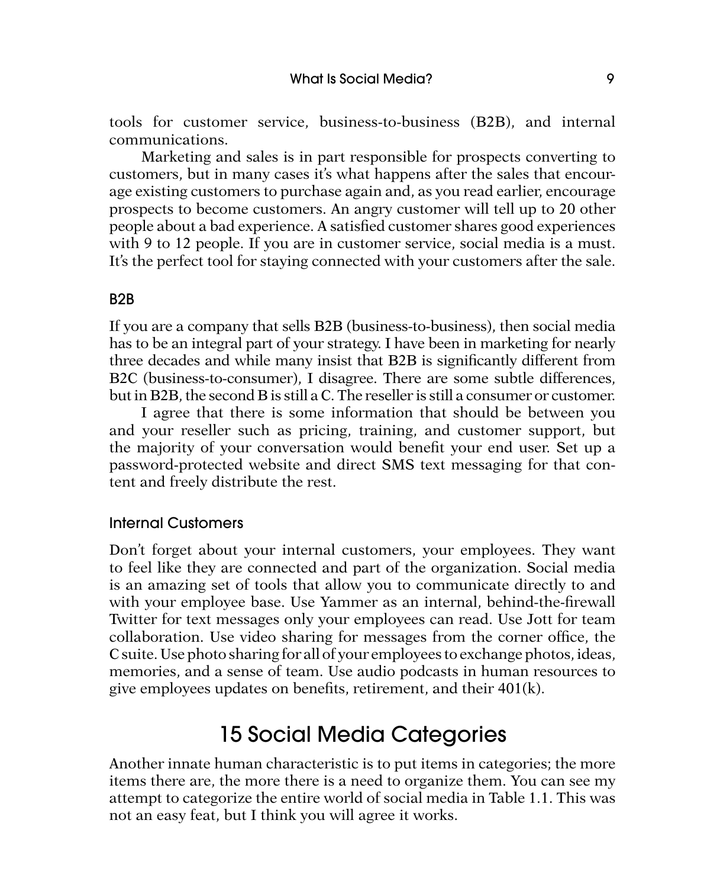tools for customer service, business-to-business (B2B), and internal communications.

Marketing and sales is in part responsible for prospects converting to customers, but in many cases it's what happens after the sales that encourage existing customers to purchase again and, as you read earlier, encourage prospects to become customers. An angry customer will tell up to 20 other people about a bad experience. A satisfied customer shares good experiences with 9 to 12 people. If you are in customer service, social media is a must. It's the perfect tool for staying connected with your customers after the sale.

### B2B

If you are a company that sells B2B (business-to-business), then social media has to be an integral part of your strategy. I have been in marketing for nearly three decades and while many insist that B2B is significantly different from B2C (business-to-consumer), I disagree. There are some subtle differences, but in B2B, the second B is still a C. The reseller is still a consumer or customer.

I agree that there is some information that should be between you and your reseller such as pricing, training, and customer support, but the majority of your conversation would benefit your end user. Set up a password-protected website and direct SMS text messaging for that content and freely distribute the rest.

### Internal Customers

Don't forget about your internal customers, your employees. They want to feel like they are connected and part of the organization. Social media is an amazing set of tools that allow you to communicate directly to and with your employee base. Use Yammer as an internal, behind-the-firewall Twitter for text messages only your employees can read. Use Jott for team collaboration. Use video sharing for messages from the corner office, the C suite. Use photo sharing for all of your employees to exchange photos, ideas, memories, and a sense of team. Use audio podcasts in human resources to give employees updates on benefits, retirement, and their 401(k).

## 15 Social Media Categories

Another innate human characteristic is to put items in categories; the more items there are, the more there is a need to organize them. You can see my attempt to categorize the entire world of social media in Table 1.1. This was not an easy feat, but I think you will agree it works.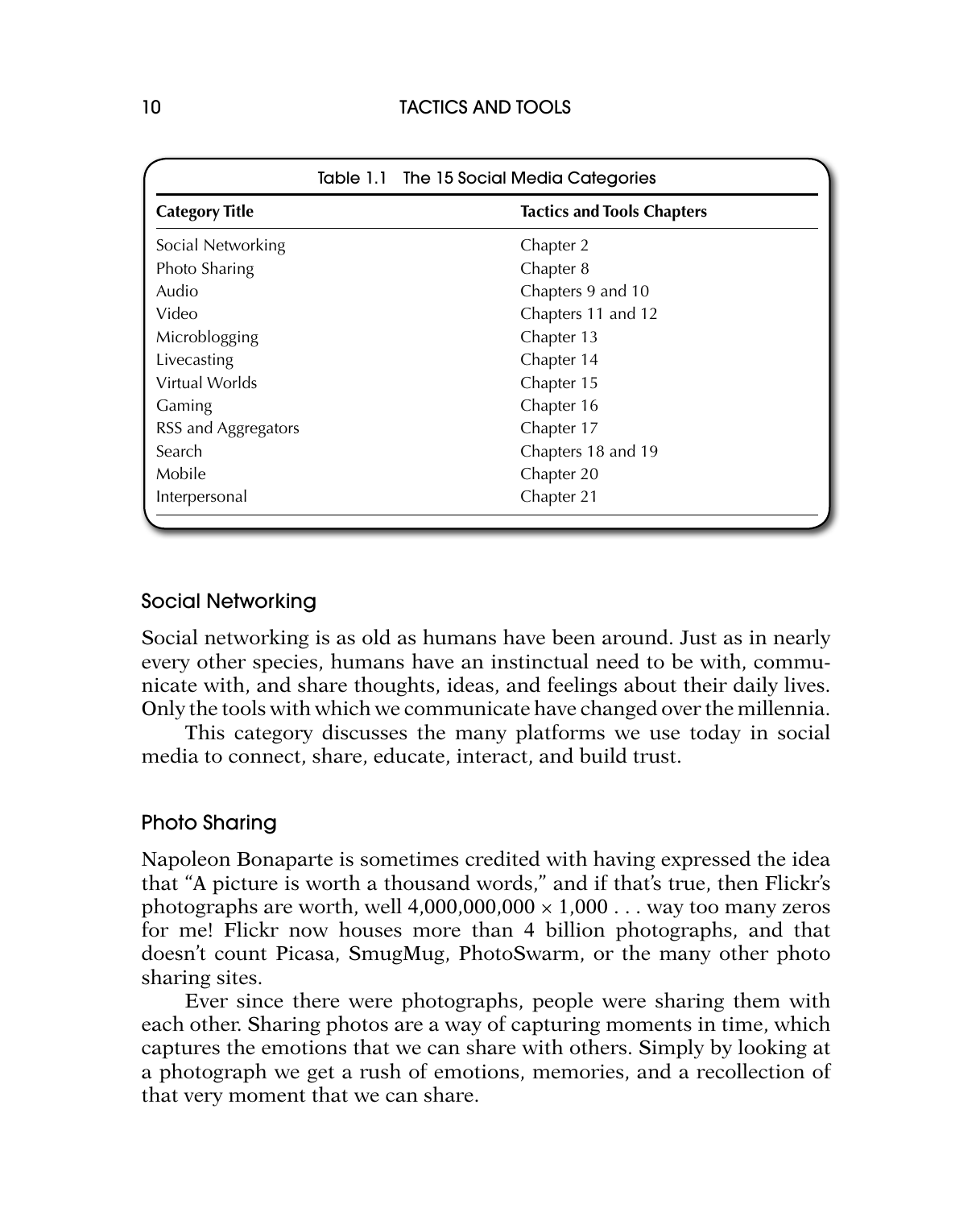Table 1.1 The 15 Social Media Categories

| Category Title | Tactics and Tools Chapters |
|---|---|
| Social Networking | Chapter 2 |
| Photo Sharing | Chapter 8 |
| Audio | Chapters 9 and 10 |
| Video | Chapters 11 and 12 |
| Microblogging | Chapter 13 |
| Livecasting | Chapter 14 |
| Virtual Worlds | Chapter 15 |
| Gaming | Chapter 16 |
| RSS and Aggregators | Chapter 17 |
| Search | Chapters 18 and 19 |
| Mobile | Chapter 20 |
| Interpersonal | Chapter 21 |

## Social Networking

Social networking is as old as humans have been around. Just as in nearly every other species, humans have an instinctual need to be with, communicate with, and share thoughts, ideas, and feelings about their daily lives. Only the tools with which we communicate have changed over the millennia.

This category discusses the many platforms we use today in social media to connect, share, educate, interact, and build trust.

## Photo Sharing

Napoleon Bonaparte is sometimes credited with having expressed the idea that "A picture is worth a thousand words," and if that's true, then Flickr's photographs are worth, well $4,000,000,000 \times 1,000$ . . . way too many zeros for me! Flickr now houses more than 4 billion photographs, and that doesn't count Picasa, SmugMug, PhotoSwarm, or the many other photo sharing sites.

Ever since there were photographs, people were sharing them with each other. Sharing photos are a way of capturing moments in time, which captures the emotions that we can share with others. Simply by looking at a photograph we get a rush of emotions, memories, and a recollection of that very moment that we can share.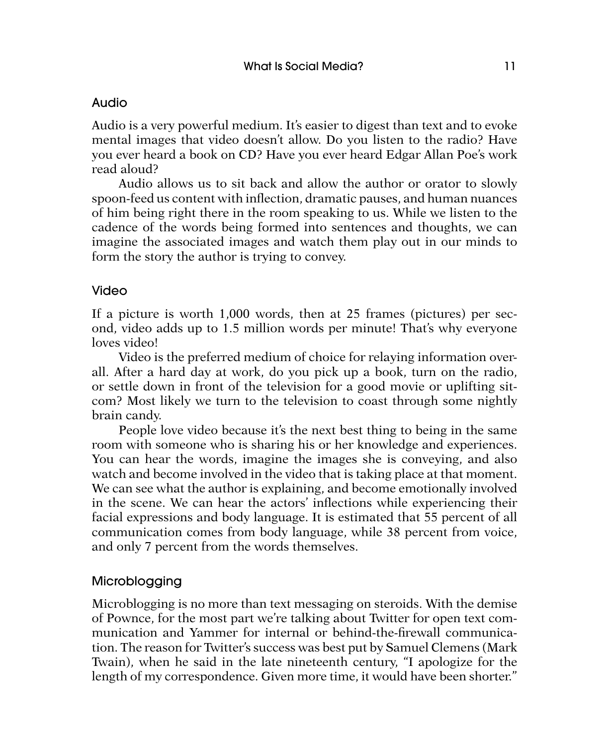## Audio

Audio is a very powerful medium. It's easier to digest than text and to evoke mental images that video doesn't allow. Do you listen to the radio? Have you ever heard a book on CD? Have you ever heard Edgar Allan Poe's work read aloud?

Audio allows us to sit back and allow the author or orator to slowly spoon-feed us content with inflection, dramatic pauses, and human nuances of him being right there in the room speaking to us. While we listen to the cadence of the words being formed into sentences and thoughts, we can imagine the associated images and watch them play out in our minds to form the story the author is trying to convey.

## Video

If a picture is worth 1,000 words, then at 25 frames (pictures) per second, video adds up to 1.5 million words per minute! That's why everyone loves video!

Video is the preferred medium of choice for relaying information overall. After a hard day at work, do you pick up a book, turn on the radio, or settle down in front of the television for a good movie or uplifting sitcom? Most likely we turn to the television to coast through some nightly brain candy.

People love video because it's the next best thing to being in the same room with someone who is sharing his or her knowledge and experiences. You can hear the words, imagine the images she is conveying, and also watch and become involved in the video that is taking place at that moment. We can see what the author is explaining, and become emotionally involved in the scene. We can hear the actors' inflections while experiencing their facial expressions and body language. It is estimated that 55 percent of all communication comes from body language, while 38 percent from voice, and only 7 percent from the words themselves.

## Microblogging

Microblogging is no more than text messaging on steroids. With the demise of Pownce, for the most part we're talking about Twitter for open text communication and Yammer for internal or behind-the-firewall communication. The reason for Twitter's success was best put by Samuel Clemens (Mark Twain), when he said in the late nineteenth century, "I apologize for the length of my correspondence. Given more time, it would have been shorter."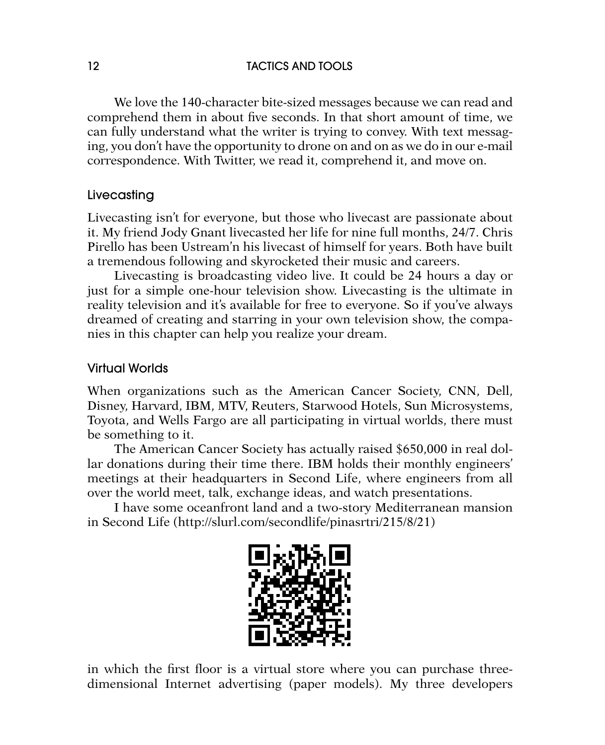We love the 140-character bite-sized messages because we can read and comprehend them in about five seconds. In that short amount of time, we can fully understand what the writer is trying to convey. With text messaging, you don't have the opportunity to drone on and on as we do in our e-mail correspondence. With Twitter, we read it, comprehend it, and move on.

## Livecasting

Livecasting isn't for everyone, but those who livecast are passionate about it. My friend Jody Gnant livecasted her life for nine full months, 24/7. Chris Pirello has been Ustream'n his livecast of himself for years. Both have built a tremendous following and skyrocketed their music and careers.

Livecasting is broadcasting video live. It could be 24 hours a day or just for a simple one-hour television show. Livecasting is the ultimate in reality television and it's available for free to everyone. So if you've always dreamed of creating and starring in your own television show, the companies in this chapter can help you realize your dream.

## Virtual Worlds

When organizations such as the American Cancer Society, CNN, Dell, Disney, Harvard, IBM, MTV, Reuters, Starwood Hotels, Sun Microsystems, Toyota, and Wells Fargo are all participating in virtual worlds, there must be something to it.

The American Cancer Society has actually raised $650,000 in real dollar donations during their time there. IBM holds their monthly engineers' meetings at their headquarters in Second Life, where engineers from all over the world meet, talk, exchange ideas, and watch presentations.

I have some oceanfront land and a two-story Mediterranean mansion in Second Life (http://slurl.com/secondlife/pinasrtri/215/8/21)

in which the first floor is a virtual store where you can purchase three-dimensional Internet advertising (paper models). My three developers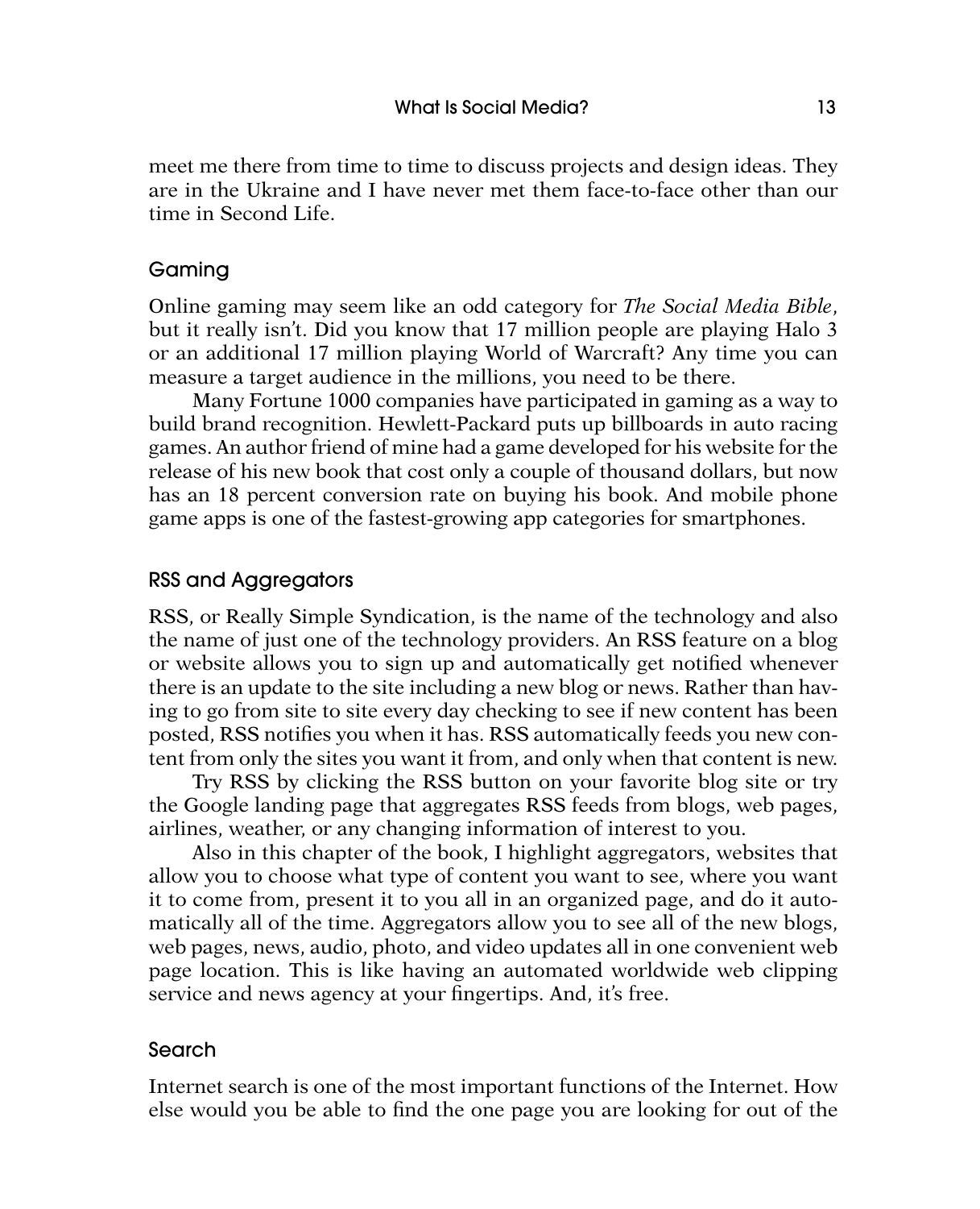meet me there from time to time to discuss projects and design ideas. They are in the Ukraine and I have never met them face-to-face other than our time in Second Life.

## Gaming

Online gaming may seem like an odd category for *The Social Media Bible*, but it really isn't. Did you know that 17 million people are playing Halo 3 or an additional 17 million playing World of Warcraft? Any time you can measure a target audience in the millions, you need to be there.

Many Fortune 1000 companies have participated in gaming as a way to build brand recognition. Hewlett-Packard puts up billboards in auto racing games. An author friend of mine had a game developed for his website for the release of his new book that cost only a couple of thousand dollars, but now has an 18 percent conversion rate on buying his book. And mobile phone game apps is one of the fastest-growing app categories for smartphones.

## RSS and Aggregators

RSS, or Really Simple Syndication, is the name of the technology and also the name of just one of the technology providers. An RSS feature on a blog or website allows you to sign up and automatically get notified whenever there is an update to the site including a new blog or news. Rather than having to go from site to site every day checking to see if new content has been posted, RSS notifies you when it has. RSS automatically feeds you new content from only the sites you want it from, and only when that content is new.

Try RSS by clicking the RSS button on your favorite blog site or try the Google landing page that aggregates RSS feeds from blogs, web pages, airlines, weather, or any changing information of interest to you.

Also in this chapter of the book, I highlight aggregators, websites that allow you to choose what type of content you want to see, where you want it to come from, present it to you all in an organized page, and do it automatically all of the time. Aggregators allow you to see all of the new blogs, web pages, news, audio, photo, and video updates all in one convenient web page location. This is like having an automated worldwide web clipping service and news agency at your fingertips. And, it's free.

## Search

Internet search is one of the most important functions of the Internet. How else would you be able to find the one page you are looking for out of the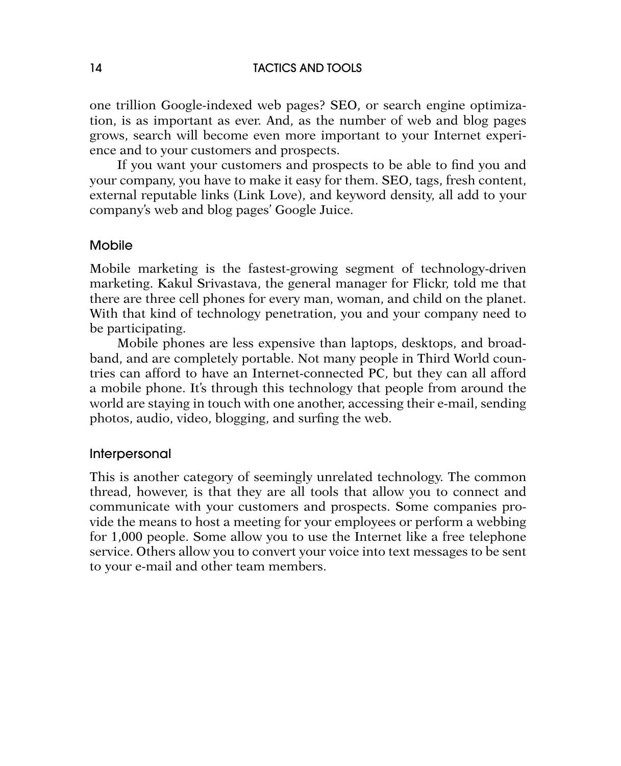one trillion Google-indexed web pages? SEO, or search engine optimization, is as important as ever. And, as the number of web and blog pages grows, search will become even more important to your Internet experience and to your customers and prospects.

If you want your customers and prospects to be able to find you and your company, you have to make it easy for them. SEO, tags, fresh content, external reputable links (Link Love), and keyword density, all add to your company's web and blog pages' Google Juice.

### Mobile

Mobile marketing is the fastest-growing segment of technology-driven marketing. Kakul Srivastava, the general manager for Flickr, told me that there are three cell phones for every man, woman, and child on the planet. With that kind of technology penetration, you and your company need to be participating.

Mobile phones are less expensive than laptops, desktops, and broadband, and are completely portable. Not many people in Third World countries can afford to have an Internet-connected PC, but they can all afford a mobile phone. It's through this technology that people from around the world are staying in touch with one another, accessing their e-mail, sending photos, audio, video, blogging, and surfing the web.

### Interpersonal

This is another category of seemingly unrelated technology. The common thread, however, is that they are all tools that allow you to connect and communicate with your customers and prospects. Some companies provide the means to host a meeting for your employees or perform a webbing for 1,000 people. Some allow you to use the Internet like a free telephone service. Others allow you to convert your voice into text messages to be sent to your e-mail and other team members.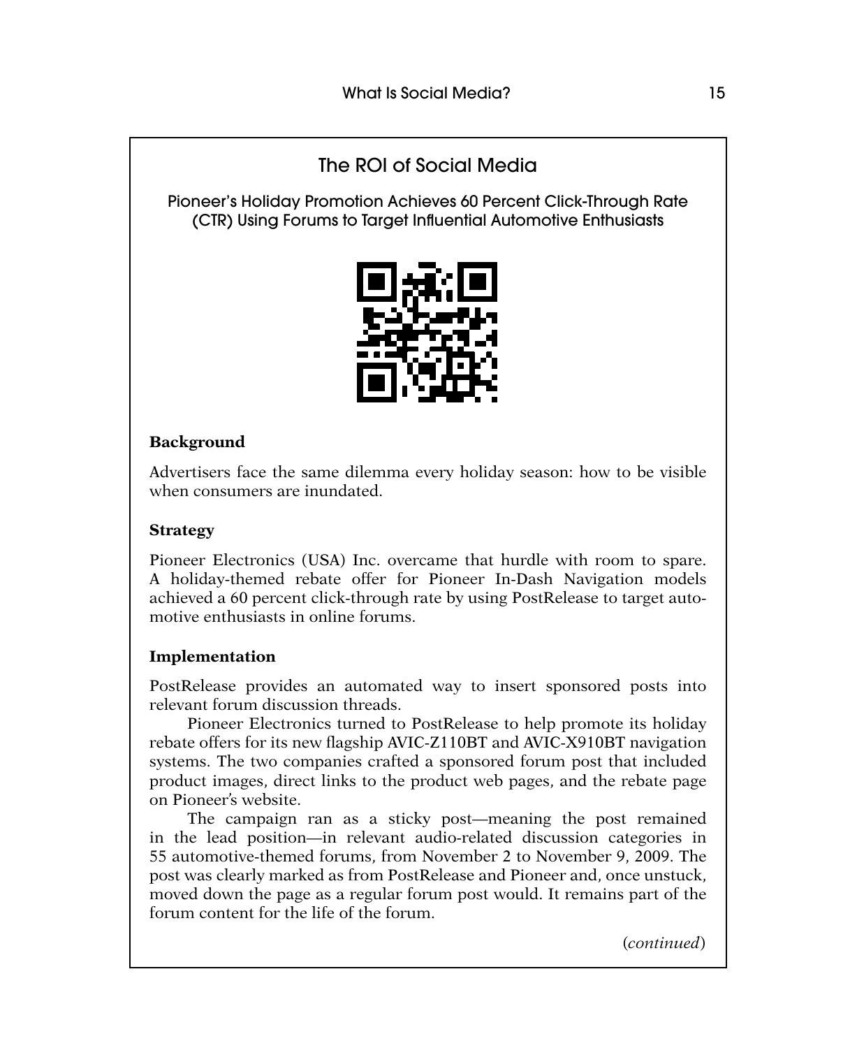## The ROI of Social Media

### Pioneer's Holiday Promotion Achieves 60 Percent Click-Through Rate (CTR) Using Forums to Target Influential Automotive Enthusiasts

**Background**

Advertisers face the same dilemma every holiday season: how to be visible when consumers are inundated.

**Strategy**

Pioneer Electronics (USA) Inc. overcame that hurdle with room to spare. A holiday-themed rebate offer for Pioneer In-Dash Navigation models achieved a 60 percent click-through rate by using PostRelease to target automotive enthusiasts in online forums.

**Implementation**

PostRelease provides an automated way to insert sponsored posts into relevant forum discussion threads.

Pioneer Electronics turned to PostRelease to help promote its holiday rebate offers for its new flagship AVIC-Z110BT and AVIC-X910BT navigation systems. The two companies crafted a sponsored forum post that included product images, direct links to the product web pages, and the rebate page on Pioneer's website.

The campaign ran as a sticky post—meaning the post remained in the lead position—in relevant audio-related discussion categories in 55 automotive-themed forums, from November 2 to November 9, 2009. The post was clearly marked as from PostRelease and Pioneer and, once unstuck, moved down the page as a regular forum post would. It remains part of the forum content for the life of the forum.

(*continued*)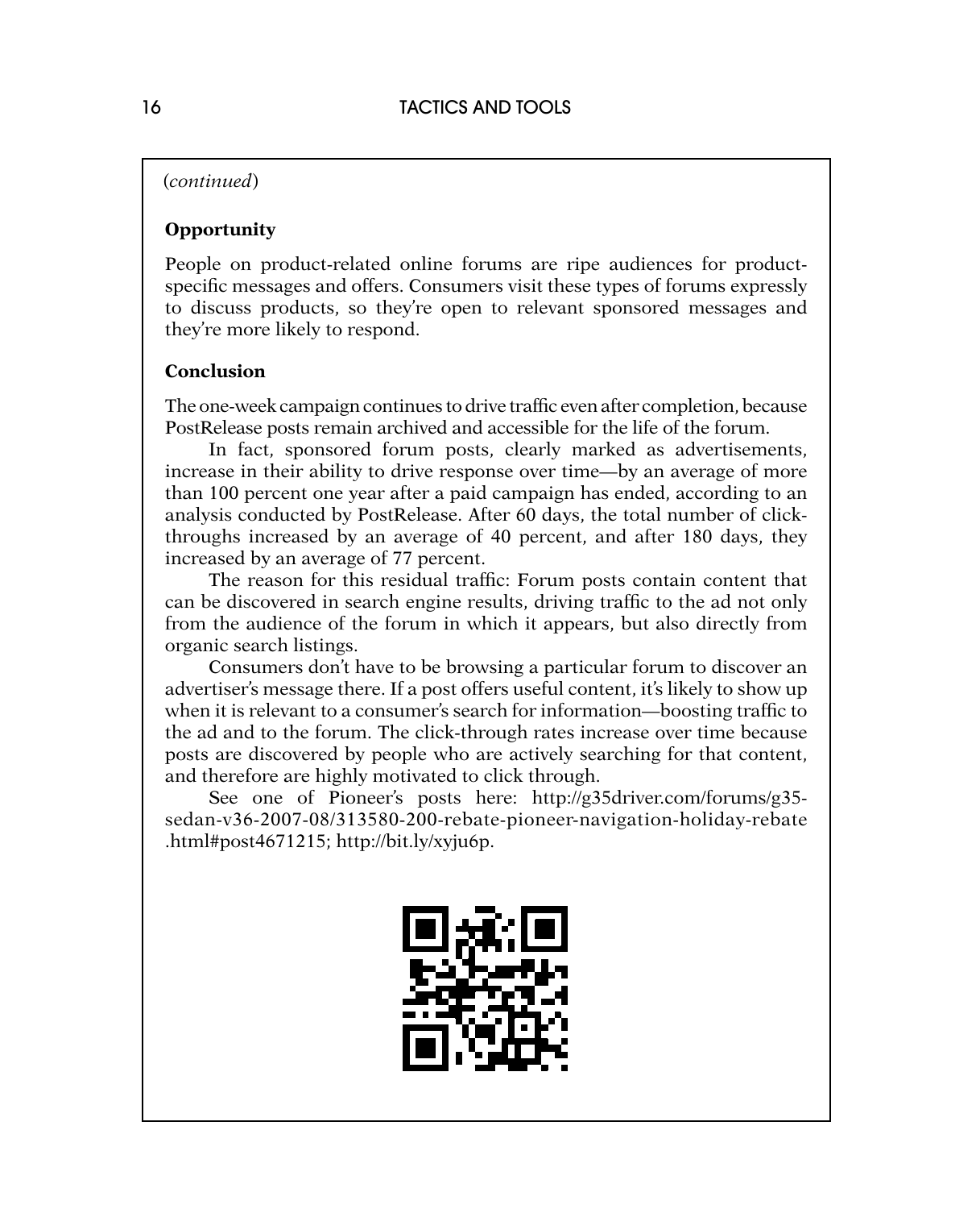(*continued*)

**Opportunity**

People on product-related online forums are ripe audiences for product-specific messages and offers. Consumers visit these types of forums expressly to discuss products, so they're open to relevant sponsored messages and they're more likely to respond.

**Conclusion**

The one-week campaign continues to drive traffic even after completion, because PostRelease posts remain archived and accessible for the life of the forum.

In fact, sponsored forum posts, clearly marked as advertisements, increase in their ability to drive response over time—by an average of more than 100 percent one year after a paid campaign has ended, according to an analysis conducted by PostRelease. After 60 days, the total number of click-throughs increased by an average of 40 percent, and after 180 days, they increased by an average of 77 percent.

The reason for this residual traffic: Forum posts contain content that can be discovered in search engine results, driving traffic to the ad not only from the audience of the forum in which it appears, but also directly from organic search listings.

Consumers don't have to be browsing a particular forum to discover an advertiser's message there. If a post offers useful content, it's likely to show up when it is relevant to a consumer's search for information—boosting traffic to the ad and to the forum. The click-through rates increase over time because posts are discovered by people who are actively searching for that content, and therefore are highly motivated to click through.

See one of Pioneer's posts here: http://g35driver.com/forums/g35-sedan-v36-2007-08/313580-200-rebate-pioneer-navigation-holiday-rebate.html#post4671215; http://bit.ly/xyju6p.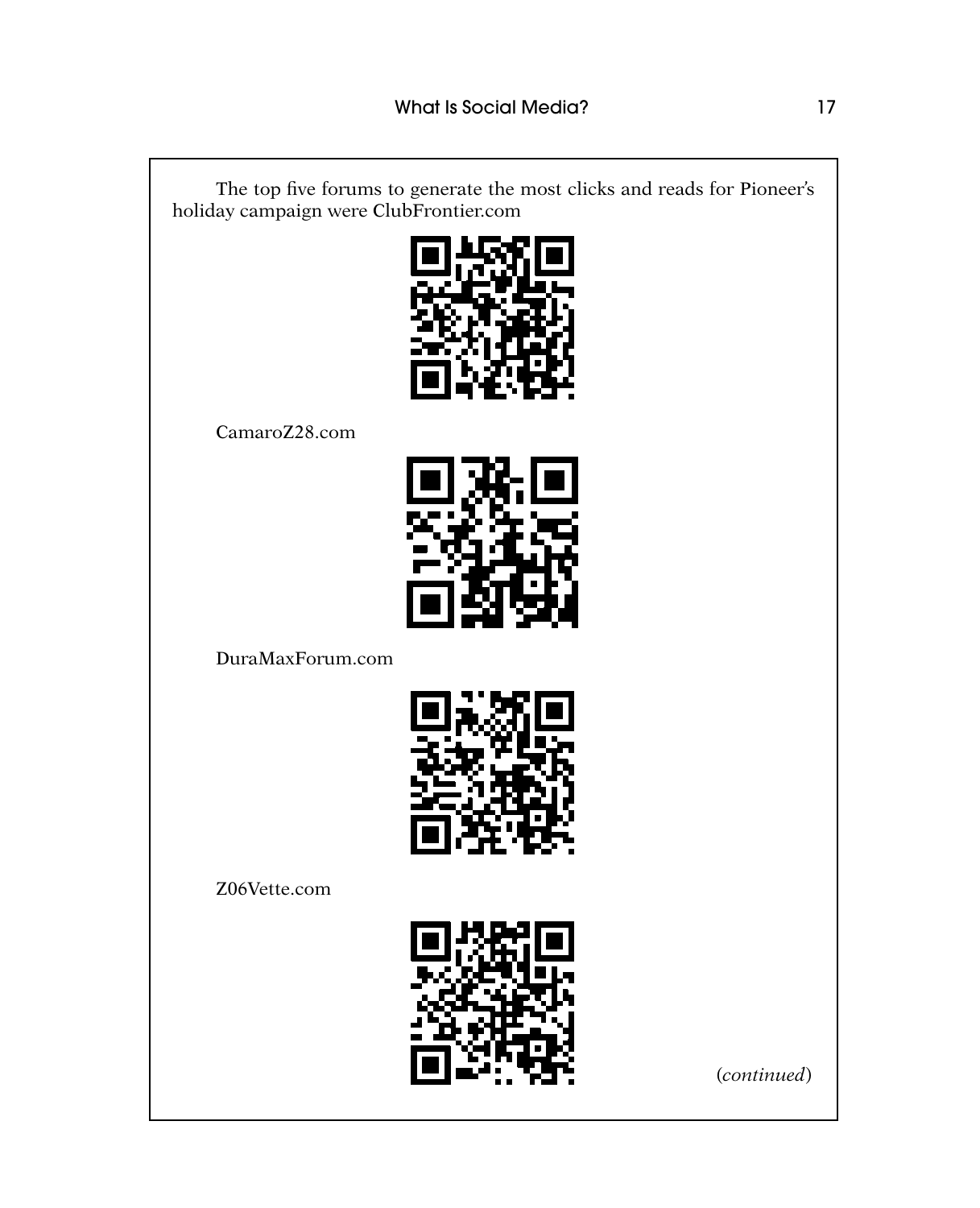The top five forums to generate the most clicks and reads for Pioneer's holiday campaign were ClubFrontier.com

CamaroZ28.com

DuraMaxForum.com

Z06Vette.com

(*continued*)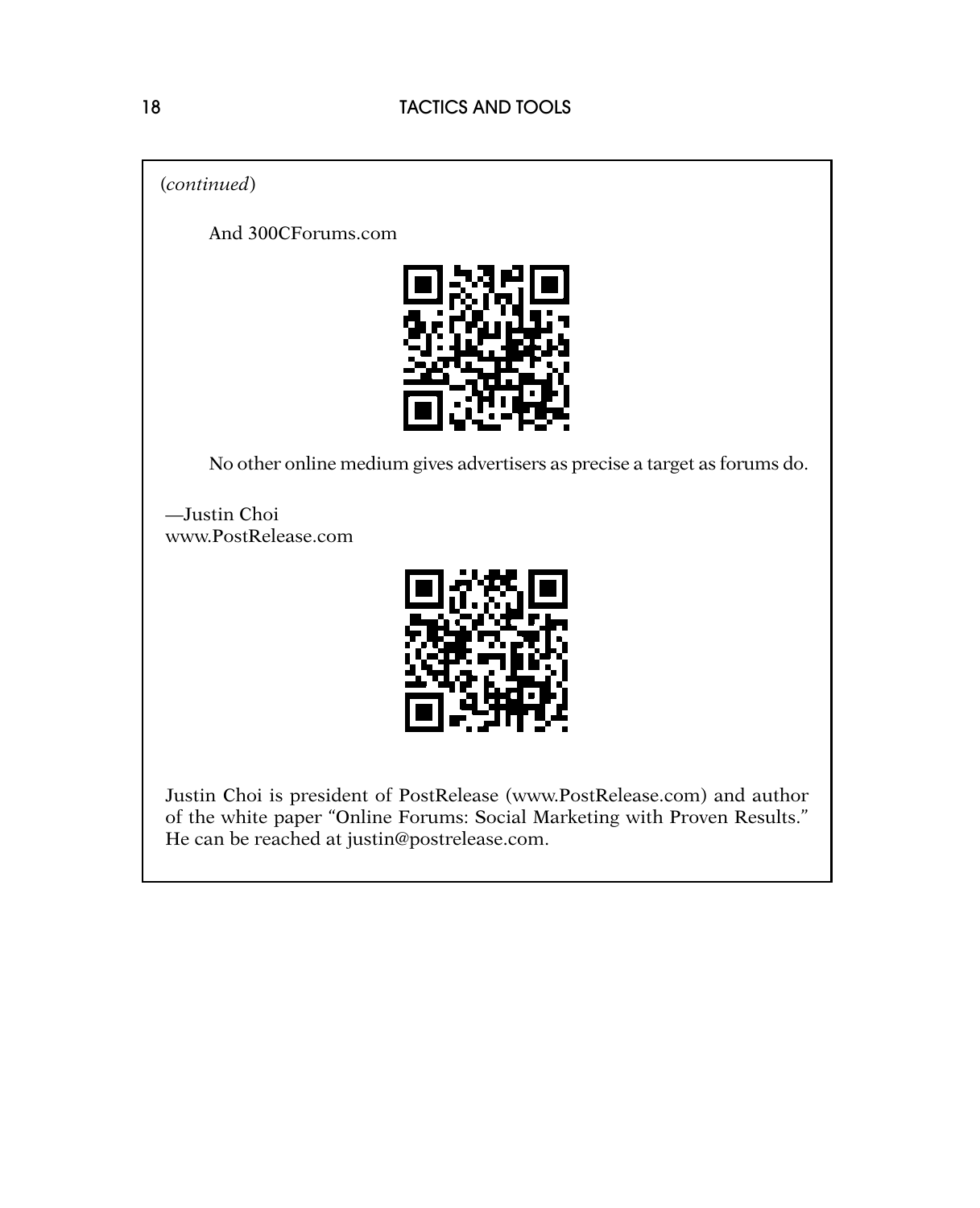(*continued*)

And 300CForums.com

No other online medium gives advertisers as precise a target as forums do.

—Justin Choi
www.PostRelease.com

Justin Choi is president of PostRelease (www.PostRelease.com) and author of the white paper “Online Forums: Social Marketing with Proven Results.” He can be reached at justin@postrelease.com.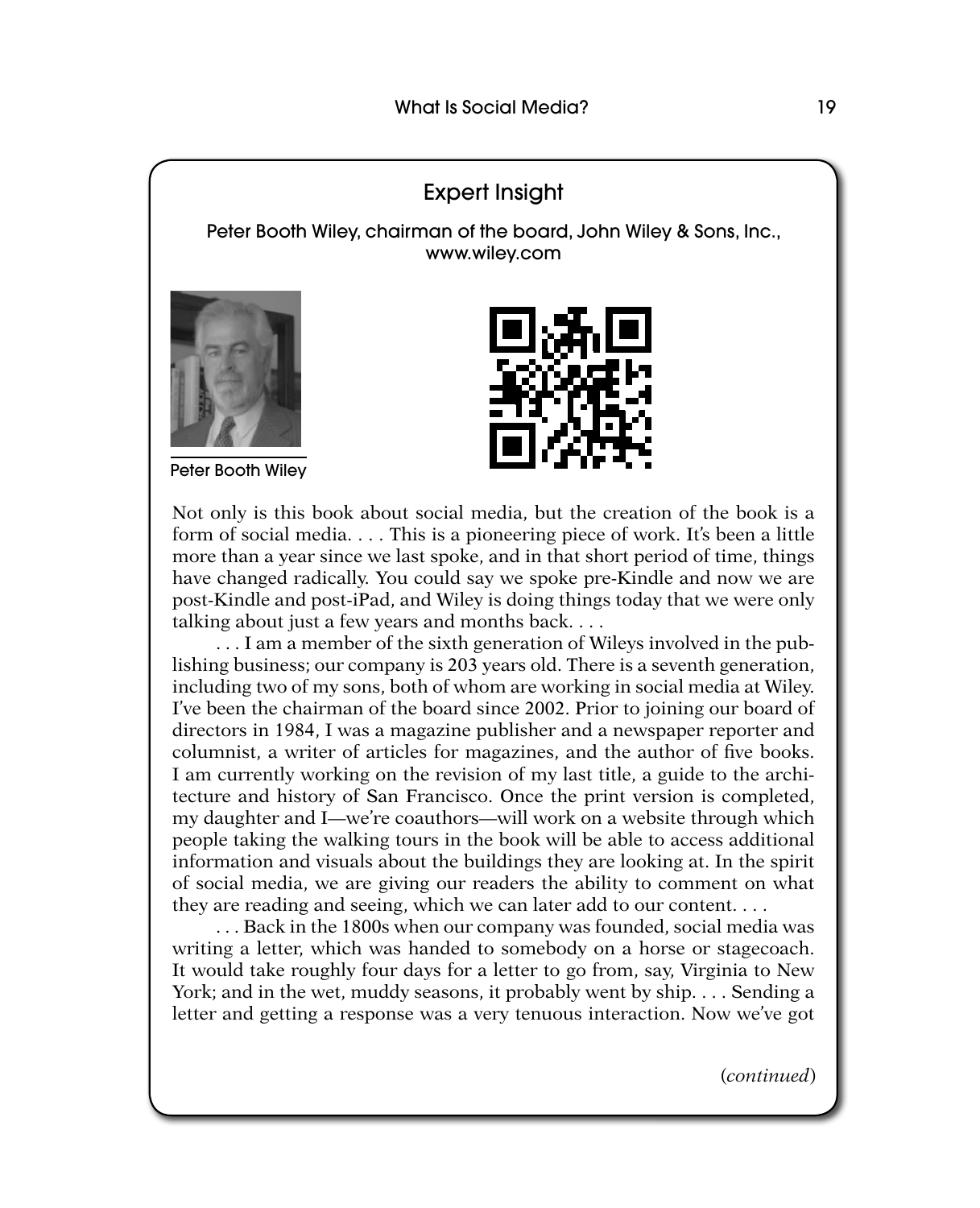## Expert Insight

Peter Booth Wiley, chairman of the board, John Wiley & Sons, Inc., www.wiley.com

Peter Booth Wiley

Not only is this book about social media, but the creation of the book is a form of social media. . . . This is a pioneering piece of work. It's been a little more than a year since we last spoke, and in that short period of time, things have changed radically. You could say we spoke pre-Kindle and now we are post-Kindle and post-iPad, and Wiley is doing things today that we were only talking about just a few years and months back. . . .

. . . I am a member of the sixth generation of Wileys involved in the publishing business; our company is 203 years old. There is a seventh generation, including two of my sons, both of whom are working in social media at Wiley. I've been the chairman of the board since 2002. Prior to joining our board of directors in 1984, I was a magazine publisher and a newspaper reporter and columnist, a writer of articles for magazines, and the author of five books. I am currently working on the revision of my last title, a guide to the architecture and history of San Francisco. Once the print version is completed, my daughter and I—we're coauthors—will work on a website through which people taking the walking tours in the book will be able to access additional information and visuals about the buildings they are looking at. In the spirit of social media, we are giving our readers the ability to comment on what they are reading and seeing, which we can later add to our content. . . .

. . . Back in the 1800s when our company was founded, social media was writing a letter, which was handed to somebody on a horse or stagecoach. It would take roughly four days for a letter to go from, say, Virginia to New York; and in the wet, muddy seasons, it probably went by ship. . . . Sending a letter and getting a response was a very tenuous interaction. Now we've got

(*continued*)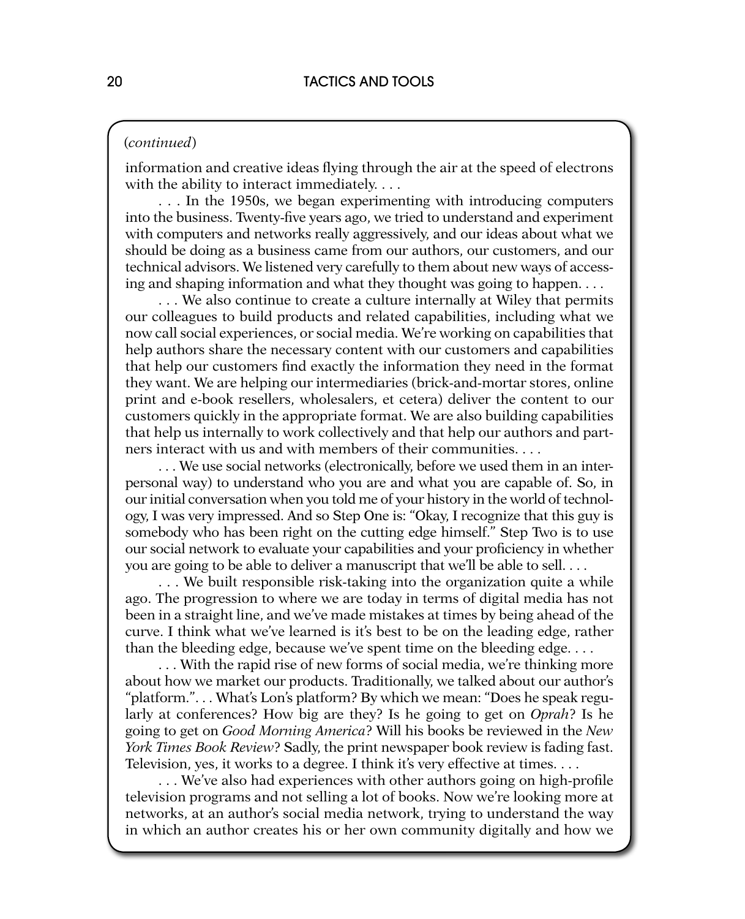(*continued*)

information and creative ideas flying through the air at the speed of electrons with the ability to interact immediately. . . .

. . . In the 1950s, we began experimenting with introducing computers into the business. Twenty-five years ago, we tried to understand and experiment with computers and networks really aggressively, and our ideas about what we should be doing as a business came from our authors, our customers, and our technical advisors. We listened very carefully to them about new ways of accessing and shaping information and what they thought was going to happen. . . .

. . . We also continue to create a culture internally at Wiley that permits our colleagues to build products and related capabilities, including what we now call social experiences, or social media. We're working on capabilities that help authors share the necessary content with our customers and capabilities that help our customers find exactly the information they need in the format they want. We are helping our intermediaries (brick-and-mortar stores, online print and e-book resellers, wholesalers, et cetera) deliver the content to our customers quickly in the appropriate format. We are also building capabilities that help us internally to work collectively and that help our authors and partners interact with us and with members of their communities. . . .

. . . We use social networks (electronically, before we used them in an interpersonal way) to understand who you are and what you are capable of. So, in our initial conversation when you told me of your history in the world of technology, I was very impressed. And so Step One is: "Okay, I recognize that this guy is somebody who has been right on the cutting edge himself." Step Two is to use our social network to evaluate your capabilities and your proficiency in whether you are going to be able to deliver a manuscript that we'll be able to sell. . . .

. . . We built responsible risk-taking into the organization quite a while ago. The progression to where we are today in terms of digital media has not been in a straight line, and we've made mistakes at times by being ahead of the curve. I think what we've learned is it's best to be on the leading edge, rather than the bleeding edge, because we've spent time on the bleeding edge. . . .

. . . With the rapid rise of new forms of social media, we're thinking more about how we market our products. Traditionally, we talked about our author's "platform.". . . What's Lon's platform? By which we mean: "Does he speak regularly at conferences? How big are they? Is he going to get on *Oprah*? Is he going to get on *Good Morning America*? Will his books be reviewed in the *New York Times Book Review*? Sadly, the print newspaper book review is fading fast. Television, yes, it works to a degree. I think it's very effective at times. . . .

. . . We've also had experiences with other authors going on high-profile television programs and not selling a lot of books. Now we're looking more at networks, at an author's social media network, trying to understand the way in which an author creates his or her own community digitally and how we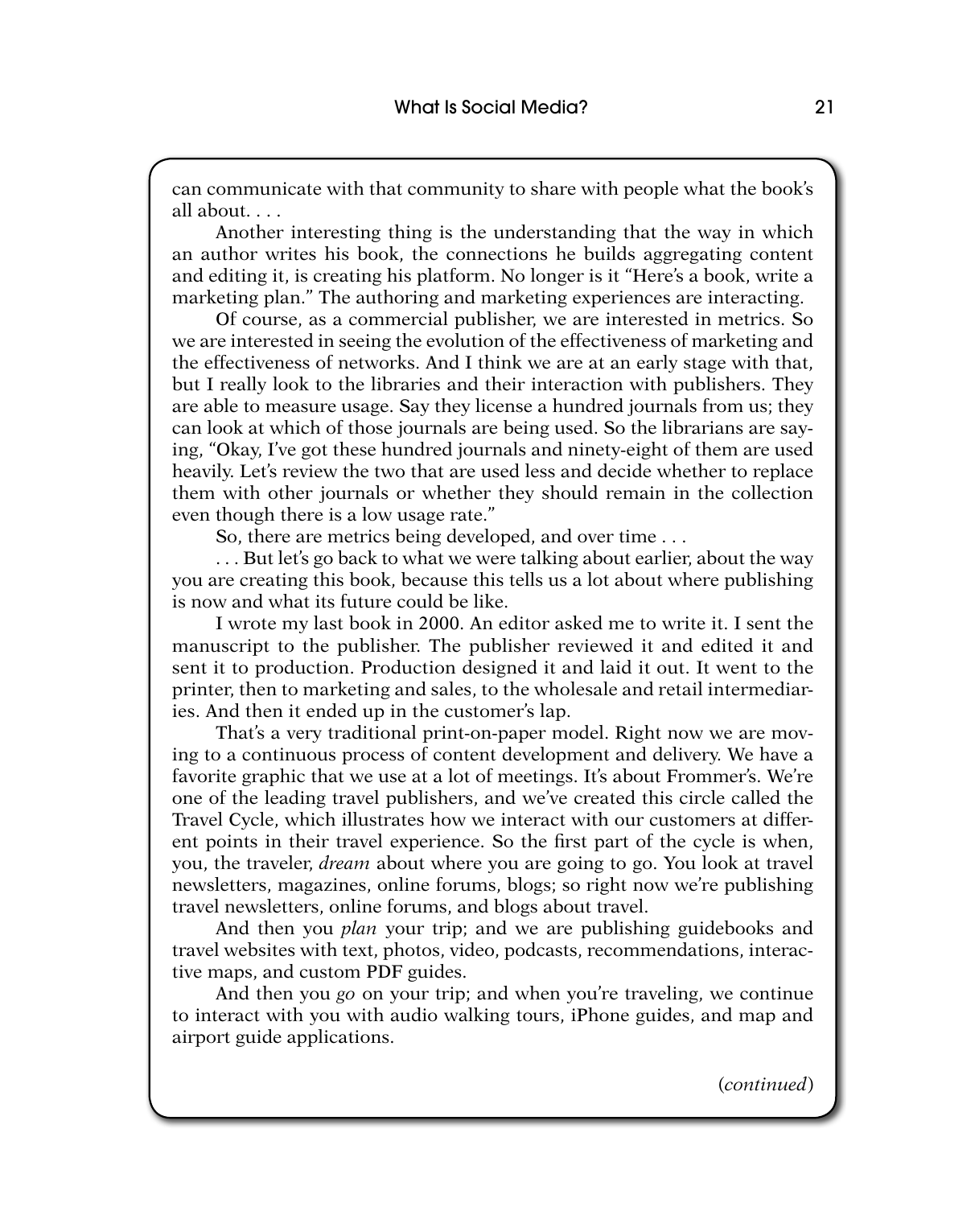can communicate with that community to share with people what the book's all about. . . .

Another interesting thing is the understanding that the way in which an author writes his book, the connections he builds aggregating content and editing it, is creating his platform. No longer is it "Here's a book, write a marketing plan." The authoring and marketing experiences are interacting.

Of course, as a commercial publisher, we are interested in metrics. So we are interested in seeing the evolution of the effectiveness of marketing and the effectiveness of networks. And I think we are at an early stage with that, but I really look to the libraries and their interaction with publishers. They are able to measure usage. Say they license a hundred journals from us; they can look at which of those journals are being used. So the librarians are saying, "Okay, I've got these hundred journals and ninety-eight of them are used heavily. Let's review the two that are used less and decide whether to replace them with other journals or whether they should remain in the collection even though there is a low usage rate."

So, there are metrics being developed, and over time . . .

. . . But let's go back to what we were talking about earlier, about the way you are creating this book, because this tells us a lot about where publishing is now and what its future could be like.

I wrote my last book in 2000. An editor asked me to write it. I sent the manuscript to the publisher. The publisher reviewed it and edited it and sent it to production. Production designed it and laid it out. It went to the printer, then to marketing and sales, to the wholesale and retail intermediaries. And then it ended up in the customer's lap.

That's a very traditional print-on-paper model. Right now we are moving to a continuous process of content development and delivery. We have a favorite graphic that we use at a lot of meetings. It's about Frommer's. We're one of the leading travel publishers, and we've created this circle called the Travel Cycle, which illustrates how we interact with our customers at different points in their travel experience. So the first part of the cycle is when, you, the traveler, *dream* about where you are going to go. You look at travel newsletters, magazines, online forums, blogs; so right now we're publishing travel newsletters, online forums, and blogs about travel.

And then you *plan* your trip; and we are publishing guidebooks and travel websites with text, photos, video, podcasts, recommendations, interactive maps, and custom PDF guides.

And then you *go* on your trip; and when you're traveling, we continue to interact with you with audio walking tours, iPhone guides, and map and airport guide applications.

(*continued*)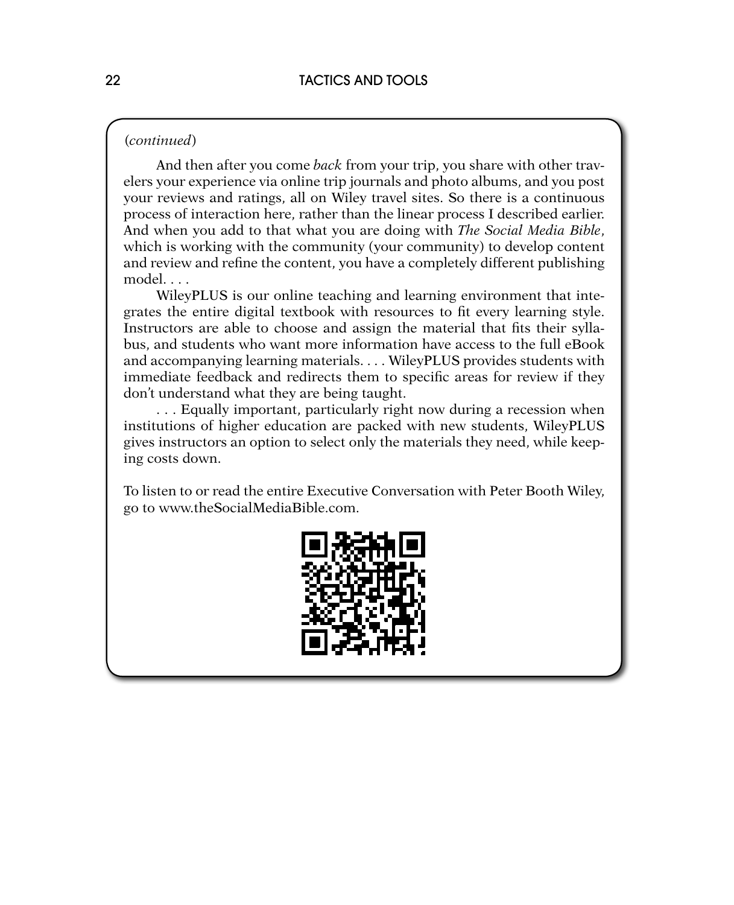(*continued*)

And then after you come *back* from your trip, you share with other travelers your experience via online trip journals and photo albums, and you post your reviews and ratings, all on Wiley travel sites. So there is a continuous process of interaction here, rather than the linear process I described earlier. And when you add to that what you are doing with *The Social Media Bible*, which is working with the community (your community) to develop content and review and refine the content, you have a completely different publishing model. . . .

WileyPLUS is our online teaching and learning environment that integrates the entire digital textbook with resources to fit every learning style. Instructors are able to choose and assign the material that fits their syllabus, and students who want more information have access to the full eBook and accompanying learning materials. . . . WileyPLUS provides students with immediate feedback and redirects them to specific areas for review if they don't understand what they are being taught.

. . . Equally important, particularly right now during a recession when institutions of higher education are packed with new students, WileyPLUS gives instructors an option to select only the materials they need, while keeping costs down.

To listen to or read the entire Executive Conversation with Peter Booth Wiley, go to www.theSocialMediaBible.com.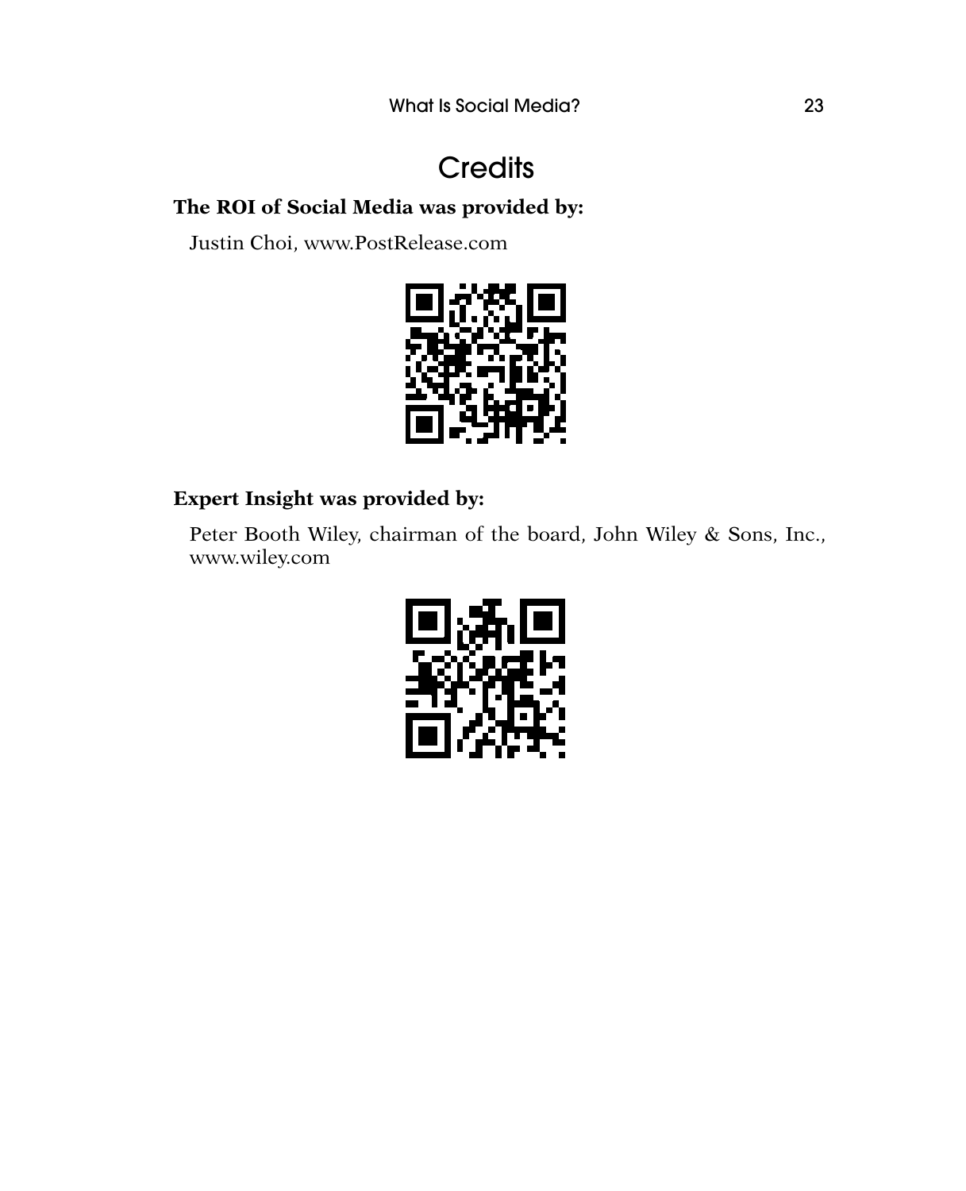## Credits

**The ROI of Social Media was provided by:**

Justin Choi, www.PostRelease.com

**Expert Insight was provided by:**

Peter Booth Wiley, chairman of the board, John Wiley & Sons, Inc., www.wiley.com